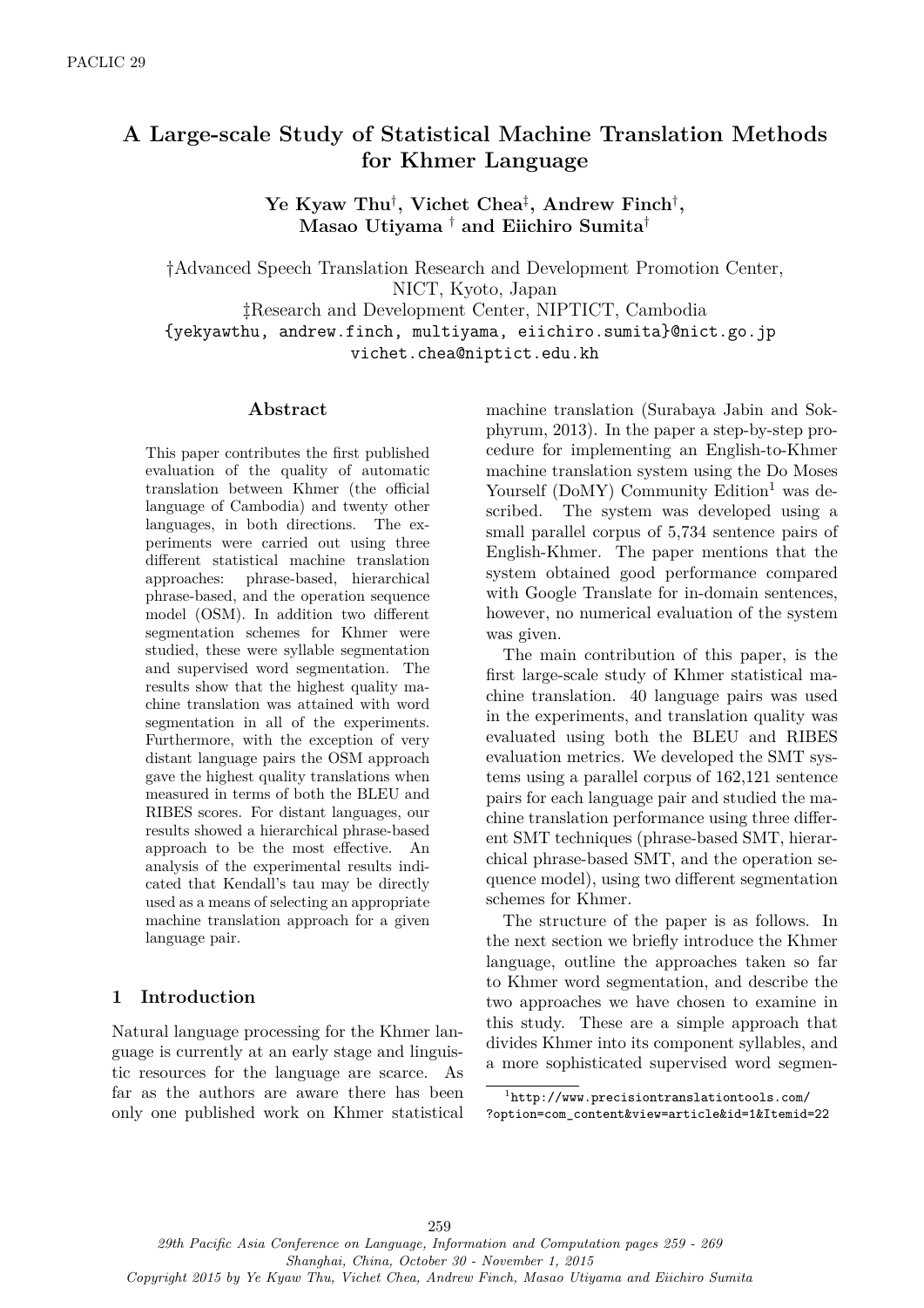# A Large-scale Study of Statistical Machine Translation Methods for Khmer Language

**Ye Kyaw Thu[†], Vichet Chea[‡], Andrew Finch[†], Masao Utiyama [†] and Eiichiro Sumita[†]**

†Advanced Speech Translation Research and Development Promotion Center, NICT, Kyoto, Japan
‡Research and Development Center, NIPTICT, Cambodia
{yekyawthu, andrew.finch, mutiyama, eiichiro.sumita}@nict.go.jp
vichet.chea@niptict.edu.kh

## Abstract

This paper contributes the first published evaluation of the quality of automatic translation between Khmer (the official language of Cambodia) and twenty other languages, in both directions. The experiments were carried out using three different statistical machine translation approaches: phrase-based, hierarchical phrase-based, and the operation sequence model (OSM). In addition two different segmentation schemes for Khmer were studied, these were syllable segmentation and supervised word segmentation. The results show that the highest quality machine translation was attained with word segmentation in all of the experiments. Furthermore, with the exception of very distant language pairs the OSM approach gave the highest quality translations when measured in terms of both the BLEU and RIBES scores. For distant languages, our results showed a hierarchical phrase-based approach to be the most effective. An analysis of the experimental results indicated that Kendall's tau may be directly used as a means of selecting an appropriate machine translation approach for a given language pair.

## 1 Introduction

Natural language processing for the Khmer language is currently at an early stage and linguistic resources for the language are scarce. As far as the authors are aware there has been only one published work on Khmer statistical machine translation (Surabaya Jabin and Sokphyrum, 2013). In the paper a step-by-step procedure for implementing an English-to-Khmer machine translation system using the Do Moses Yourself (DoMY) Community Edition[1] was described. The system was developed using a small parallel corpus of 5,734 sentence pairs of English-Khmer. The paper mentions that the system obtained good performance compared with Google Translate for in-domain sentences, however, no numerical evaluation of the system was given.

The main contribution of this paper, is the first large-scale study of Khmer statistical machine translation. 40 language pairs was used in the experiments, and translation quality was evaluated using both the BLEU and RIBES evaluation metrics. We developed the SMT systems using a parallel corpus of 162,121 sentence pairs for each language pair and studied the machine translation performance using three different SMT techniques (phrase-based SMT, hierarchical phrase-based SMT, and the operation sequence model), using two different segmentation schemes for Khmer.

The structure of the paper is as follows. In the next section we briefly introduce the Khmer language, outline the approaches taken so far to Khmer word segmentation, and describe the two approaches we have chosen to examine in this study. These are a simple approach that divides Khmer into its component syllables, and a more sophisticated supervised word segmen-

[1] http://www.precisiontranslationtools.com/?option=com_content&view=article&id=1&Itemid=22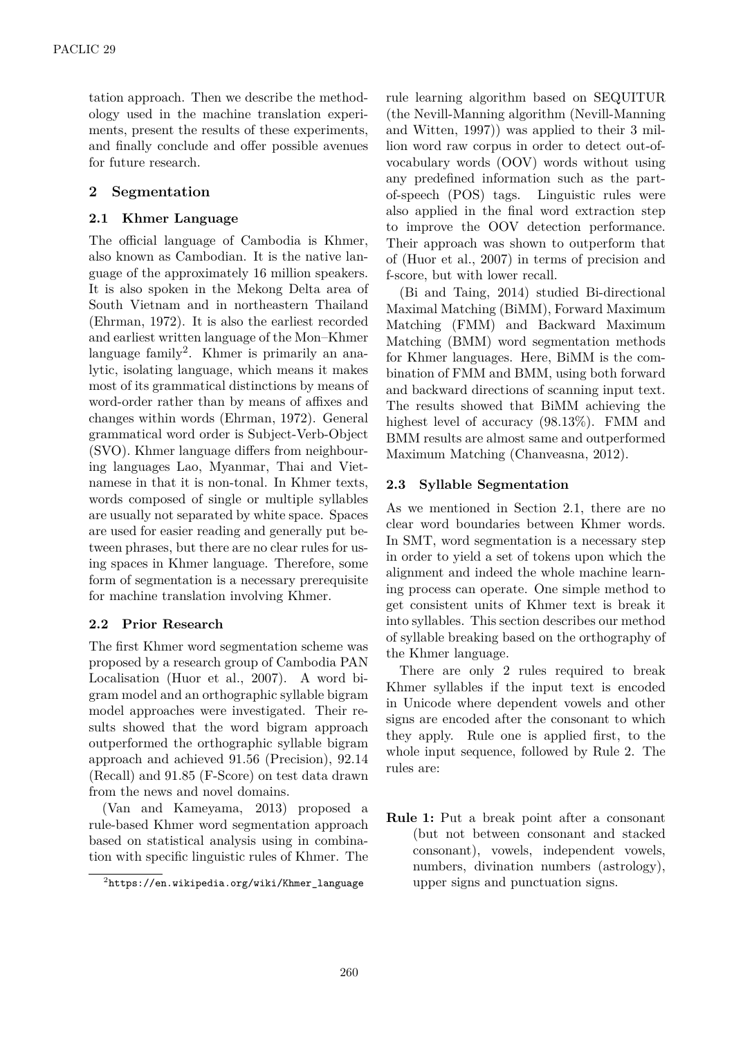tation approach. Then we describe the methodology used in the machine translation experiments, present the results of these experiments, and finally conclude and offer possible avenues for future research.

## 2 Segmentation

### 2.1 Khmer Language

The official language of Cambodia is Khmer, also known as Cambodian. It is the native language of the approximately 16 million speakers. It is also spoken in the Mekong Delta area of South Vietnam and in northeastern Thailand (Ehrman, 1972). It is also the earliest recorded and earliest written language of the Mon–Khmer language family[2]. Khmer is primarily an analytic, isolating language, which means it makes most of its grammatical distinctions by means of word-order rather than by means of affixes and changes within words (Ehrman, 1972). General grammatical word order is Subject-Verb-Object (SVO). Khmer language differs from neighbouring languages Lao, Myanmar, Thai and Vietnamese in that it is non-tonal. In Khmer texts, words composed of single or multiple syllables are usually not separated by white space. Spaces are used for easier reading and generally put between phrases, but there are no clear rules for using spaces in Khmer language. Therefore, some form of segmentation is a necessary prerequisite for machine translation involving Khmer.

### 2.2 Prior Research

The first Khmer word segmentation scheme was proposed by a research group of Cambodia PAN Localisation (Huor et al., 2007). A word bigram model and an orthographic syllable bigram model approaches were investigated. Their results showed that the word bigram approach outperformed the orthographic syllable bigram approach and achieved 91.56 (Precision), 92.14 (Recall) and 91.85 (F-Score) on test data drawn from the news and novel domains.

(Van and Kameyama, 2013) proposed a rule-based Khmer word segmentation approach based on statistical analysis using in combination with specific linguistic rules of Khmer. The rule learning algorithm based on SEQUITUR (the Nevill-Manning algorithm (Nevill-Manning and Witten, 1997)) was applied to their 3 million word raw corpus in order to detect out-of-vocabulary words (OOV) words without using any predefined information such as the part-of-speech (POS) tags. Linguistic rules were also applied in the final word extraction step to improve the OOV detection performance. Their approach was shown to outperform that of (Huor et al., 2007) in terms of precision and f-score, but with lower recall.

(Bi and Taing, 2014) studied Bi-directional Maximal Matching (BiMM), Forward Maximum Matching (FMM) and Backward Maximum Matching (BMM) word segmentation methods for Khmer languages. Here, BiMM is the combination of FMM and BMM, using both forward and backward directions of scanning input text. The results showed that BiMM achieving the highest level of accuracy (98.13%). FMM and BMM results are almost same and outperformed Maximum Matching (Chanveasna, 2012).

### 2.3 Syllable Segmentation

As we mentioned in Section 2.1, there are no clear word boundaries between Khmer words. In SMT, word segmentation is a necessary step in order to yield a set of tokens upon which the alignment and indeed the whole machine learning process can operate. One simple method to get consistent units of Khmer text is break it into syllables. This section describes our method of syllable breaking based on the orthography of the Khmer language.

There are only 2 rules required to break Khmer syllables if the input text is encoded in Unicode where dependent vowels and other signs are encoded after the consonant to which they apply. Rule one is applied first, to the whole input sequence, followed by Rule 2. The rules are:

**Rule 1:** Put a break point after a consonant (but not between consonant and stacked consonant), vowels, independent vowels, numbers, divination numbers (astrology), upper signs and punctuation signs.

[2] https://en.wikipedia.org/wiki/Khmer_language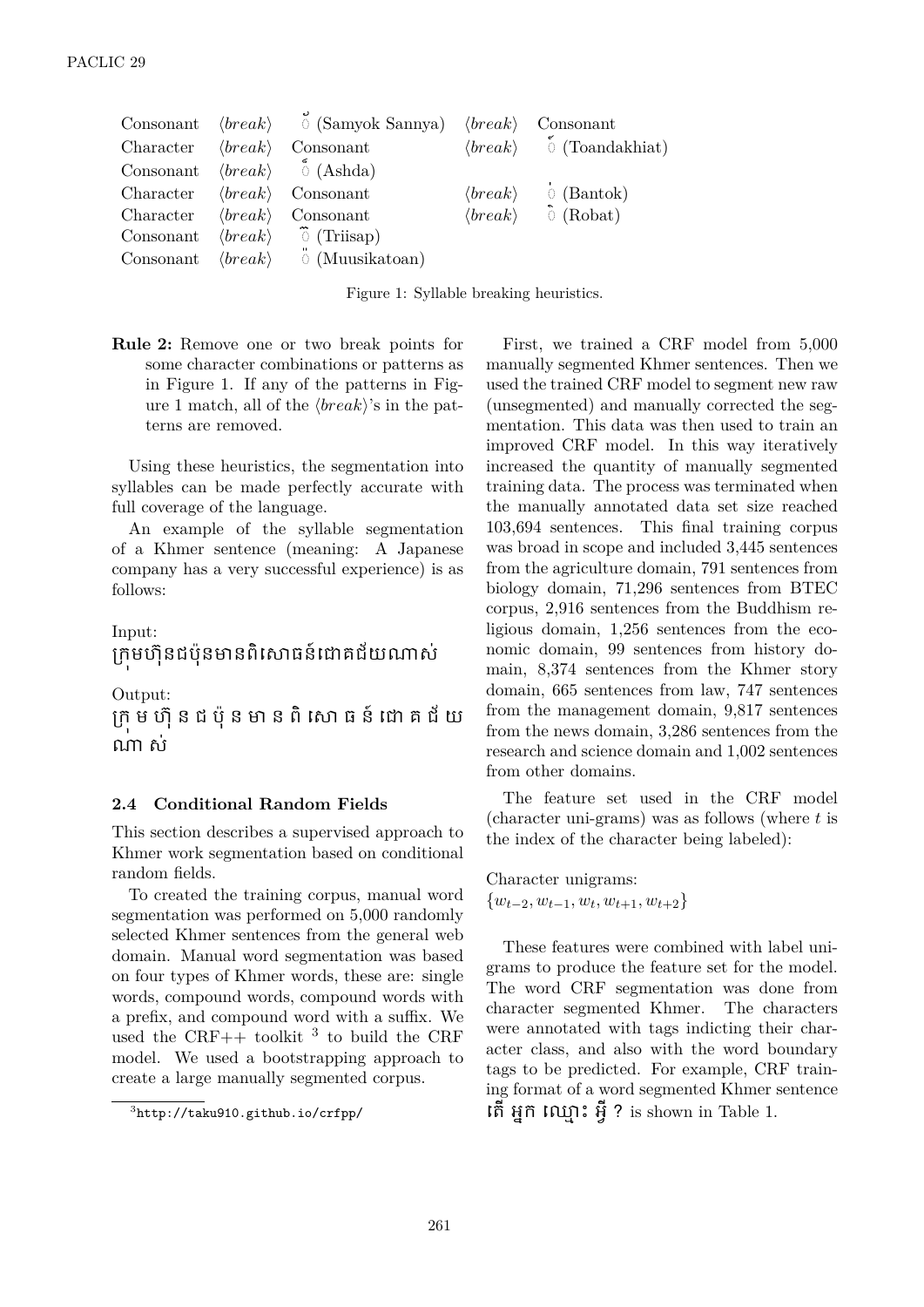| | | | | |
|---|---|---|---|---|
| Consonant | ⟨*break*⟩ | ៉ (Samyok Sannya) | ⟨*break*⟩ | Consonant |
| Character | ⟨*break*⟩ | Consonant | ⟨*break*⟩ | ៍ (Toandakhiat) |
| Consonant | ⟨*break*⟩ | ៏ (Ashda) | | |
| Character | ⟨*break*⟩ | Consonant | ⟨*break*⟩ | ់ (Bantok) |
| Character | ⟨*break*⟩ | Consonant | ⟨*break*⟩ | ៌ (Robat) |
| Consonant | ⟨*break*⟩ | ៎ (Triisap) | | |
| Consonant | ⟨*break*⟩ | ៊ (Muusikatoan) | | |

Figure 1: Syllable breaking heuristics.

**Rule 2:** Remove one or two break points for some character combinations or patterns as in Figure 1. If any of the patterns in Figure 1 match, all of the ⟨*break*⟩'s in the patterns are removed.

Using these heuristics, the segmentation into syllables can be made perfectly accurate with full coverage of the language.

An example of the syllable segmentation of a Khmer sentence (meaning: A Japanese company has a very successful experience) is as follows:

Input:
ក្រុមហ៊ុនជប៉ុនមានពិសោធន៍ជោគជ័យណាស់

Output:
ក្រុ ម ហ៊ុ ន ជ ប៉ុ ន មា ន ពិ សោ ធ ន៍ ជោ គ ជ័ យ ណា ស់

### 2.4 Conditional Random Fields

This section describes a supervised approach to Khmer work segmentation based on conditional random fields.

To created the training corpus, manual word segmentation was performed on 5,000 randomly selected Khmer sentences from the general web domain. Manual word segmentation was based on four types of Khmer words, these are: single words, compound words, compound words with a prefix, and compound word with a suffix. We used the CRF++ toolkit [3] to build the CRF model. We used a bootstrapping approach to create a large manually segmented corpus.

First, we trained a CRF model from 5,000 manually segmented Khmer sentences. Then we used the trained CRF model to segment new raw (unsegmented) and manually corrected the segmentation. This data was then used to train an improved CRF model. In this way iteratively increased the quantity of manually segmented training data. The process was terminated when the manually annotated data set size reached 103,694 sentences. This final training corpus was broad in scope and included 3,445 sentences from the agriculture domain, 791 sentences from biology domain, 71,296 sentences from BTEC corpus, 2,916 sentences from the Buddhism religious domain, 1,256 sentences from the economic domain, 99 sentences from history domain, 8,374 sentences from the Khmer story domain, 665 sentences from law, 747 sentences from the management domain, 9,817 sentences from the news domain, 3,286 sentences from the research and science domain and 1,002 sentences from other domains.

The feature set used in the CRF model (character uni-grams) was as follows (where $t$ is the index of the character being labeled):

Character unigrams:
$\{w_{t-2}, w_{t-1}, w_t, w_{t+1}, w_{t+2}\}$

These features were combined with label unigrams to produce the feature set for the model. The word CRF segmentation was done from character segmented Khmer. The characters were annotated with tags indicting their character class, and also with the word boundary tags to be predicted. For example, CRF training format of a word segmented Khmer sentence **តើ អ្នក ឈ្មោះ អ្វី ?** is shown in Table 1.

[3] http://taku910.github.io/crfpp/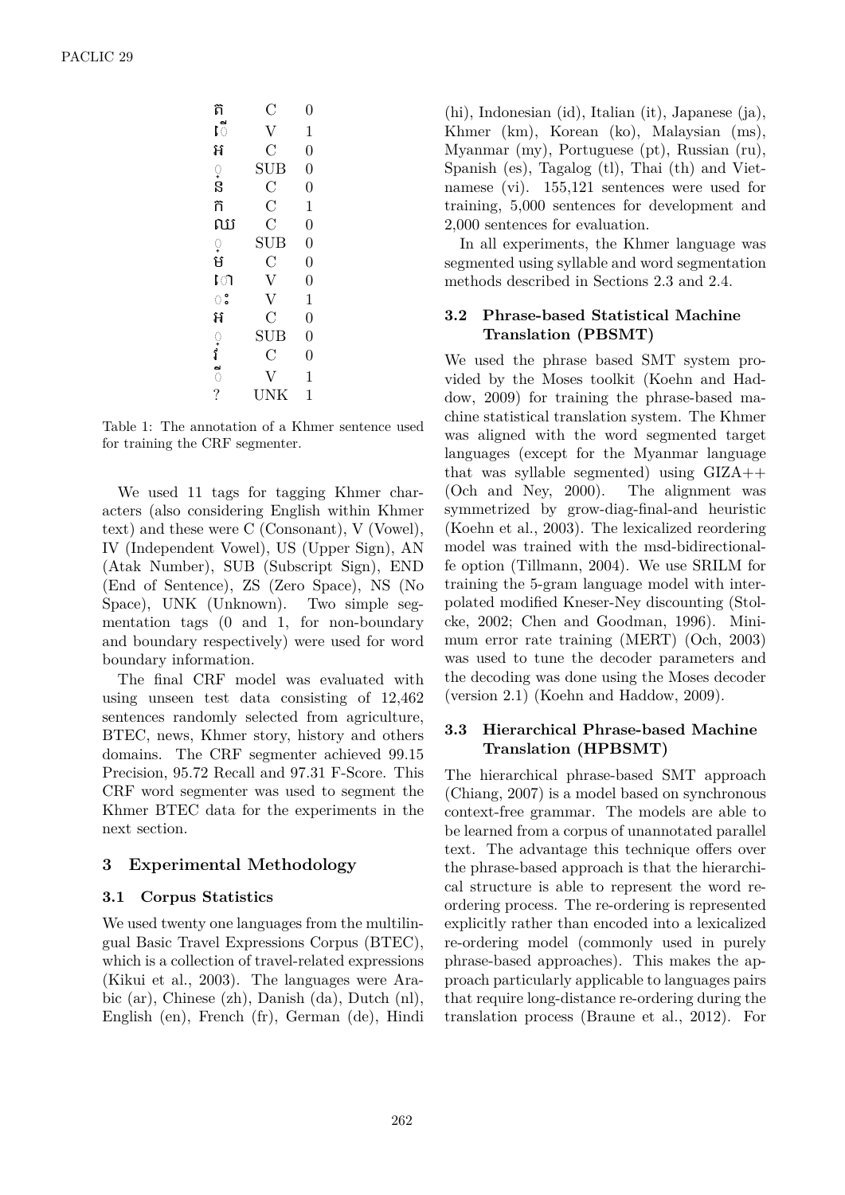| | | |
|---|---|---|
| ត | C | 0 |
| ើ | V | 1 |
| អ | C | 0 |
| ្ | SUB | 0 |
| ន | C | 0 |
| ក | C | 1 |
| ឈ | C | 0 |
| ្ | SUB | 0 |
| ម | C | 0 |
| ោ | V | 0 |
| ះ | V | 1 |
| អ | C | 0 |
| ្ | SUB | 0 |
| វ | C | 0 |
| ី | V | 1 |
| ? | UNK | 1 |

Table 1: The annotation of a Khmer sentence used for training the CRF segmenter.

We used 11 tags for tagging Khmer characters (also considering English within Khmer text) and these were C (Consonant), V (Vowel), IV (Independent Vowel), US (Upper Sign), AN (Atak Number), SUB (Subscript Sign), END (End of Sentence), ZS (Zero Space), NS (No Space), UNK (Unknown). Two simple segmentation tags (0 and 1, for non-boundary and boundary respectively) were used for word boundary information.

The final CRF model was evaluated with using unseen test data consisting of 12,462 sentences randomly selected from agriculture, BTEC, news, Khmer story, history and others domains. The CRF segmenter achieved 99.15 Precision, 95.72 Recall and 97.31 F-Score. This CRF word segmenter was used to segment the Khmer BTEC data for the experiments in the next section.

## 3 Experimental Methodology

### 3.1 Corpus Statistics

We used twenty one languages from the multilingual Basic Travel Expressions Corpus (BTEC), which is a collection of travel-related expressions (Kikui et al., 2003). The languages were Arabic (ar), Chinese (zh), Danish (da), Dutch (nl), English (en), French (fr), German (de), Hindi (hi), Indonesian (id), Italian (it), Japanese (ja), Khmer (km), Korean (ko), Malaysian (ms), Myanmar (my), Portuguese (pt), Russian (ru), Spanish (es), Tagalog (tl), Thai (th) and Vietnamese (vi). 155,121 sentences were used for training, 5,000 sentences for development and 2,000 sentences for evaluation.

In all experiments, the Khmer language was segmented using syllable and word segmentation methods described in Sections 2.3 and 2.4.

### 3.2 Phrase-based Statistical Machine Translation (PBSMT)

We used the phrase based SMT system provided by the Moses toolkit (Koehn and Haddow, 2009) for training the phrase-based machine statistical translation system. The Khmer was aligned with the word segmented target languages (except for the Myanmar language that was syllable segmented) using GIZA++ (Och and Ney, 2000). The alignment was symmetrized by grow-diag-final-and heuristic (Koehn et al., 2003). The lexicalized reordering model was trained with the msd-bidirectional-fe option (Tillmann, 2004). We use SRILM for training the 5-gram language model with interpolated modified Kneser-Ney discounting (Stolcke, 2002; Chen and Goodman, 1996). Minimum error rate training (MERT) (Och, 2003) was used to tune the decoder parameters and the decoding was done using the Moses decoder (version 2.1) (Koehn and Haddow, 2009).

### 3.3 Hierarchical Phrase-based Machine Translation (HPBSMT)

The hierarchical phrase-based SMT approach (Chiang, 2007) is a model based on synchronous context-free grammar. The models are able to be learned from a corpus of unannotated parallel text. The advantage this technique offers over the phrase-based approach is that the hierarchical structure is able to represent the word re-ordering process. The re-ordering is represented explicitly rather than encoded into a lexicalized re-ordering model (commonly used in purely phrase-based approaches). This makes the approach particularly applicable to languages pairs that require long-distance re-ordering during the translation process (Braune et al., 2012). For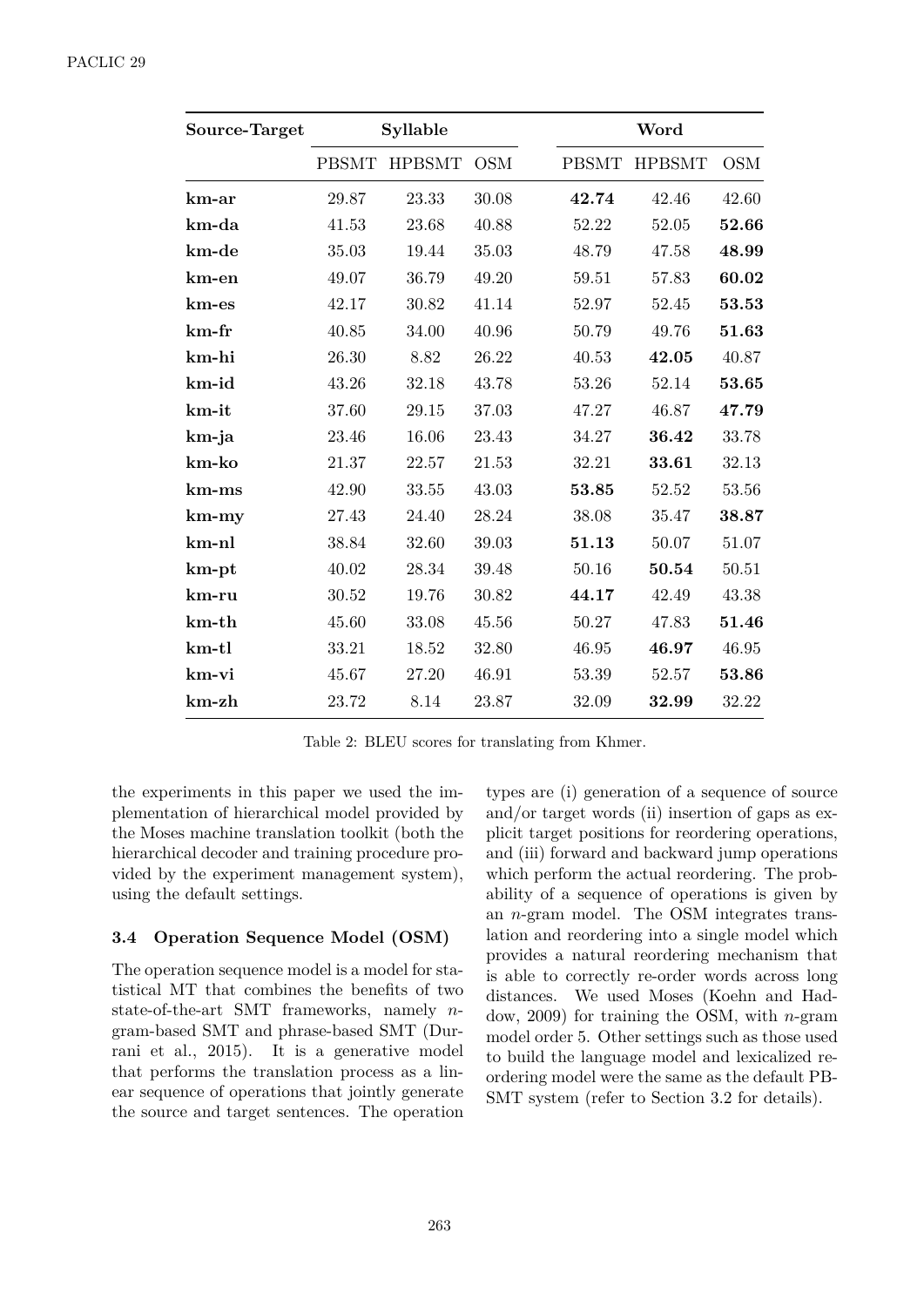| Source-Target | Syllable | | | Word | | |
|---|---|---|---|---|---|---|
| | PBSMT | HPBSMT | OSM | PBSMT | HPBSMT | OSM |
| **km-ar** | 29.87 | 23.33 | 30.08 | **42.74** | 42.46 | 42.60 |
| **km-da** | 41.53 | 23.68 | 40.88 | 52.22 | 52.05 | **52.66** |
| **km-de** | 35.03 | 19.44 | 35.03 | 48.79 | 47.58 | **48.99** |
| **km-en** | 49.07 | 36.79 | 49.20 | 59.51 | 57.83 | **60.02** |
| **km-es** | 42.17 | 30.82 | 41.14 | 52.97 | 52.45 | **53.53** |
| **km-fr** | 40.85 | 34.00 | 40.96 | 50.79 | 49.76 | **51.63** |
| **km-hi** | 26.30 | 8.82 | 26.22 | 40.53 | **42.05** | 40.87 |
| **km-id** | 43.26 | 32.18 | 43.78 | 53.26 | 52.14 | **53.65** |
| **km-it** | 37.60 | 29.15 | 37.03 | 47.27 | 46.87 | **47.79** |
| **km-ja** | 23.46 | 16.06 | 23.43 | 34.27 | **36.42** | 33.78 |
| **km-ko** | 21.37 | 22.57 | 21.53 | 32.21 | **33.61** | 32.13 |
| **km-ms** | 42.90 | 33.55 | 43.03 | **53.85** | 52.52 | 53.56 |
| **km-my** | 27.43 | 24.40 | 28.24 | 38.08 | 35.47 | **38.87** |
| **km-nl** | 38.84 | 32.60 | 39.03 | **51.13** | 50.07 | 51.07 |
| **km-pt** | 40.02 | 28.34 | 39.48 | 50.16 | **50.54** | 50.51 |
| **km-ru** | 30.52 | 19.76 | 30.82 | **44.17** | 42.49 | 43.38 |
| **km-th** | 45.60 | 33.08 | 45.56 | 50.27 | 47.83 | **51.46** |
| **km-tl** | 33.21 | 18.52 | 32.80 | 46.95 | **46.97** | 46.95 |
| **km-vi** | 45.67 | 27.20 | 46.91 | 53.39 | 52.57 | **53.86** |
| **km-zh** | 23.72 | 8.14 | 23.87 | 32.09 | **32.99** | 32.22 |

Table 2: BLEU scores for translating from Khmer.

the experiments in this paper we used the implementation of hierarchical model provided by the Moses machine translation toolkit (both the hierarchical decoder and training procedure provided by the experiment management system), using the default settings.

### 3.4 Operation Sequence Model (OSM)

The operation sequence model is a model for statistical MT that combines the benefits of two state-of-the-art SMT frameworks, namely $n$-gram-based SMT and phrase-based SMT (Durrani et al., 2015). It is a generative model that performs the translation process as a linear sequence of operations that jointly generate the source and target sentences. The operation types are (i) generation of a sequence of source and/or target words (ii) insertion of gaps as explicit target positions for reordering operations, and (iii) forward and backward jump operations which perform the actual reordering. The probability of a sequence of operations is given by an $n$-gram model. The OSM integrates translation and reordering into a single model which provides a natural reordering mechanism that is able to correctly re-order words across long distances. We used Moses (Koehn and Haddow, 2009) for training the OSM, with $n$-gram model order 5. Other settings such as those used to build the language model and lexicalized reordering model were the same as the default PBSMT system (refer to Section 3.2 for details).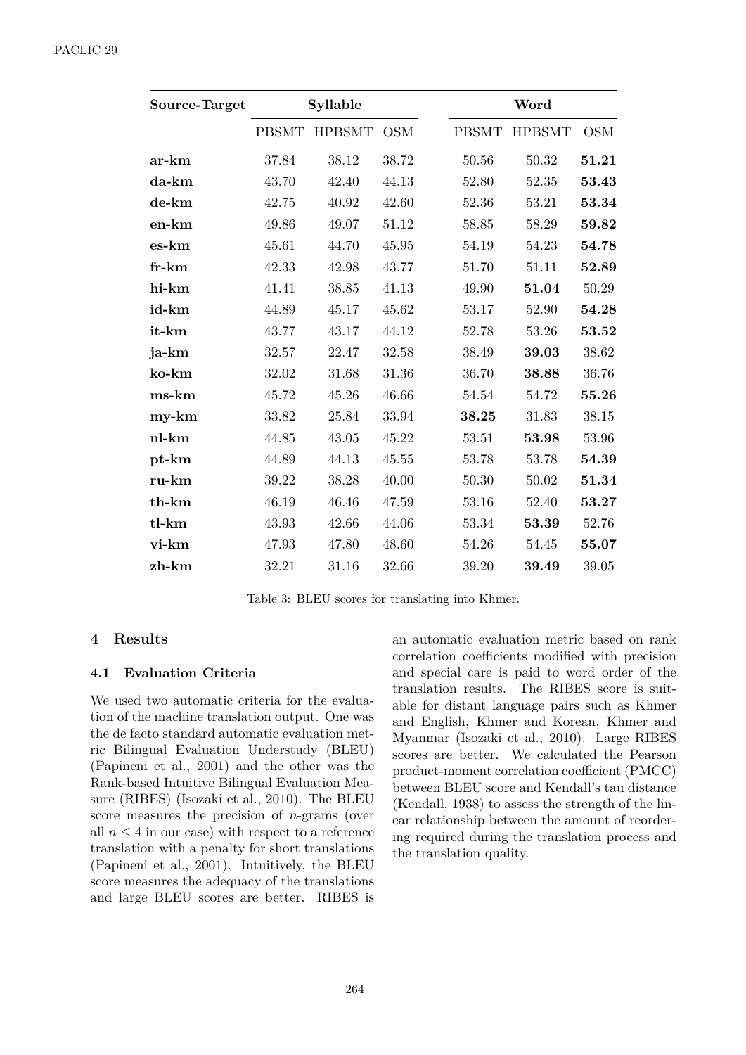| Source-Target | Syllable | | | Word | | |
|---|---|---|---|---|---|---|
| | PBSMT | HPBSMT | OSM | PBSMT | HPBSMT | OSM |
| **ar-km** | 37.84 | 38.12 | 38.72 | 50.56 | 50.32 | **51.21** |
| **da-km** | 43.70 | 42.40 | 44.13 | 52.80 | 52.35 | **53.43** |
| **de-km** | 42.75 | 40.92 | 42.60 | 52.36 | 53.21 | **53.34** |
| **en-km** | 49.86 | 49.07 | 51.12 | 58.85 | 58.29 | **59.82** |
| **es-km** | 45.61 | 44.70 | 45.95 | 54.19 | 54.23 | **54.78** |
| **fr-km** | 42.33 | 42.98 | 43.77 | 51.70 | 51.11 | **52.89** |
| **hi-km** | 41.41 | 38.85 | 41.13 | 49.90 | **51.04** | 50.29 |
| **id-km** | 44.89 | 45.17 | 45.62 | 53.17 | 52.90 | **54.28** |
| **it-km** | 43.77 | 43.17 | 44.12 | 52.78 | 53.26 | **53.52** |
| **ja-km** | 32.57 | 22.47 | 32.58 | 38.49 | **39.03** | 38.62 |
| **ko-km** | 32.02 | 31.68 | 31.36 | 36.70 | **38.88** | 36.76 |
| **ms-km** | 45.72 | 45.26 | 46.66 | 54.54 | 54.72 | **55.26** |
| **my-km** | 33.82 | 25.84 | 33.94 | **38.25** | 31.83 | 38.15 |
| **nl-km** | 44.85 | 43.05 | 45.22 | 53.51 | **53.98** | 53.96 |
| **pt-km** | 44.89 | 44.13 | 45.55 | 53.78 | 53.78 | **54.39** |
| **ru-km** | 39.22 | 38.28 | 40.00 | 50.30 | 50.02 | **51.34** |
| **th-km** | 46.19 | 46.46 | 47.59 | 53.16 | 52.40 | **53.27** |
| **tl-km** | 43.93 | 42.66 | 44.06 | 53.34 | **53.39** | 52.76 |
| **vi-km** | 47.93 | 47.80 | 48.60 | 54.26 | 54.45 | **55.07** |
| **zh-km** | 32.21 | 31.16 | 32.66 | 39.20 | **39.49** | 39.05 |

Table 3: BLEU scores for translating into Khmer.

## 4 Results

### 4.1 Evaluation Criteria

We used two automatic criteria for the evaluation of the machine translation output. One was the de facto standard automatic evaluation metric Bilingual Evaluation Understudy (BLEU) (Papineni et al., 2001) and the other was the Rank-based Intuitive Bilingual Evaluation Measure (RIBES) (Isozaki et al., 2010). The BLEU score measures the precision of $n$-grams (over all $n \leq 4$ in our case) with respect to a reference translation with a penalty for short translations (Papineni et al., 2001). Intuitively, the BLEU score measures the adequacy of the translations and large BLEU scores are better. RIBES is an automatic evaluation metric based on rank correlation coefficients modified with precision and special care is paid to word order of the translation results. The RIBES score is suitable for distant language pairs such as Khmer and English, Khmer and Korean, Khmer and Myanmar (Isozaki et al., 2010). Large RIBES scores are better. We calculated the Pearson product-moment correlation coefficient (PMCC) between BLEU score and Kendall's tau distance (Kendall, 1938) to assess the strength of the linear relationship between the amount of reordering required during the translation process and the translation quality.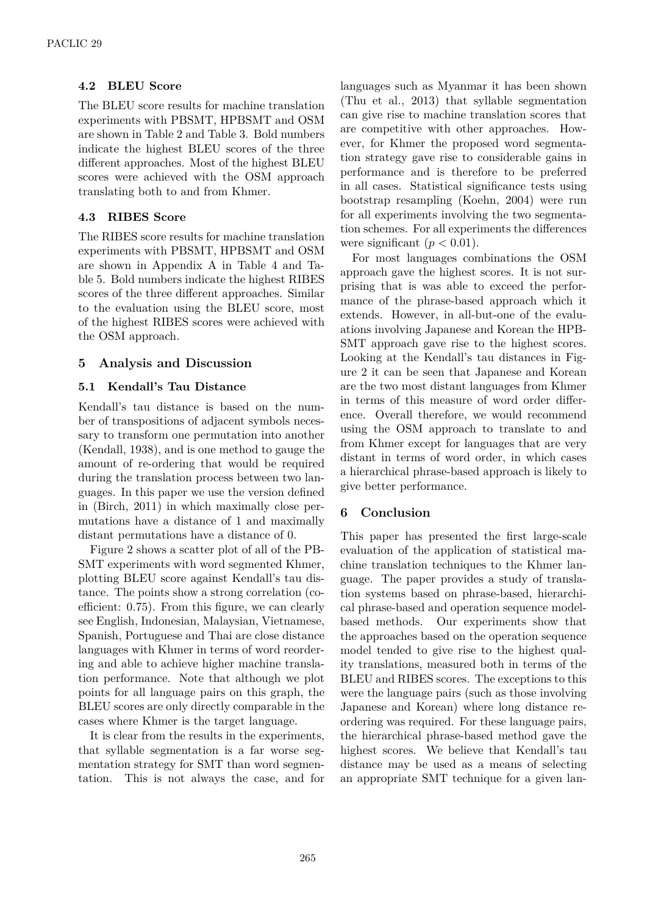### 4.2 BLEU Score

The BLEU score results for machine translation experiments with PBSMT, HPBSMT and OSM are shown in Table 2 and Table 3. Bold numbers indicate the highest BLEU scores of the three different approaches. Most of the highest BLEU scores were achieved with the OSM approach translating both to and from Khmer.

### 4.3 RIBES Score

The RIBES score results for machine translation experiments with PBSMT, HPBSMT and OSM are shown in Appendix A in Table 4 and Table 5. Bold numbers indicate the highest RIBES scores of the three different approaches. Similar to the evaluation using the BLEU score, most of the highest RIBES scores were achieved with the OSM approach.

## 5 Analysis and Discussion

### 5.1 Kendall's Tau Distance

Kendall's tau distance is based on the number of transpositions of adjacent symbols necessary to transform one permutation into another (Kendall, 1938), and is one method to gauge the amount of re-ordering that would be required during the translation process between two languages. In this paper we use the version defined in (Birch, 2011) in which maximally close permutations have a distance of 1 and maximally distant permutations have a distance of 0.

Figure 2 shows a scatter plot of all of the PBSMT experiments with word segmented Khmer, plotting BLEU score against Kendall's tau distance. The points show a strong correlation (coefficient: 0.75). From this figure, we can clearly see English, Indonesian, Malaysian, Vietnamese, Spanish, Portuguese and Thai are close distance languages with Khmer in terms of word reordering and able to achieve higher machine translation performance. Note that although we plot points for all language pairs on this graph, the BLEU scores are only directly comparable in the cases where Khmer is the target language.

It is clear from the results in the experiments, that syllable segmentation is a far worse segmentation strategy for SMT than word segmentation. This is not always the case, and for languages such as Myanmar it has been shown (Thu et al., 2013) that syllable segmentation can give rise to machine translation scores that are competitive with other approaches. However, for Khmer the proposed word segmentation strategy gave rise to considerable gains in performance and is therefore to be preferred in all cases. Statistical significance tests using bootstrap resampling (Koehn, 2004) were run for all experiments involving the two segmentation schemes. For all experiments the differences were significant ($p < 0.01$).

For most languages combinations the OSM approach gave the highest scores. It is not surprising that is was able to exceed the performance of the phrase-based approach which it extends. However, in all-but-one of the evaluations involving Japanese and Korean the HPBSMT approach gave rise to the highest scores. Looking at the Kendall's tau distances in Figure 2 it can be seen that Japanese and Korean are the two most distant languages from Khmer in terms of this measure of word order difference. Overall therefore, we would recommend using the OSM approach to translate to and from Khmer except for languages that are very distant in terms of word order, in which cases a hierarchical phrase-based approach is likely to give better performance.

## 6 Conclusion

This paper has presented the first large-scale evaluation of the application of statistical machine translation techniques to the Khmer language. The paper provides a study of translation systems based on phrase-based, hierarchical phrase-based and operation sequence model-based methods. Our experiments show that the approaches based on the operation sequence model tended to give rise to the highest quality translations, measured both in terms of the BLEU and RIBES scores. The exceptions to this were the language pairs (such as those involving Japanese and Korean) where long distance reordering was required. For these language pairs, the hierarchical phrase-based method gave the highest scores. We believe that Kendall's tau distance may be used as a means of selecting an appropriate SMT technique for a given lan-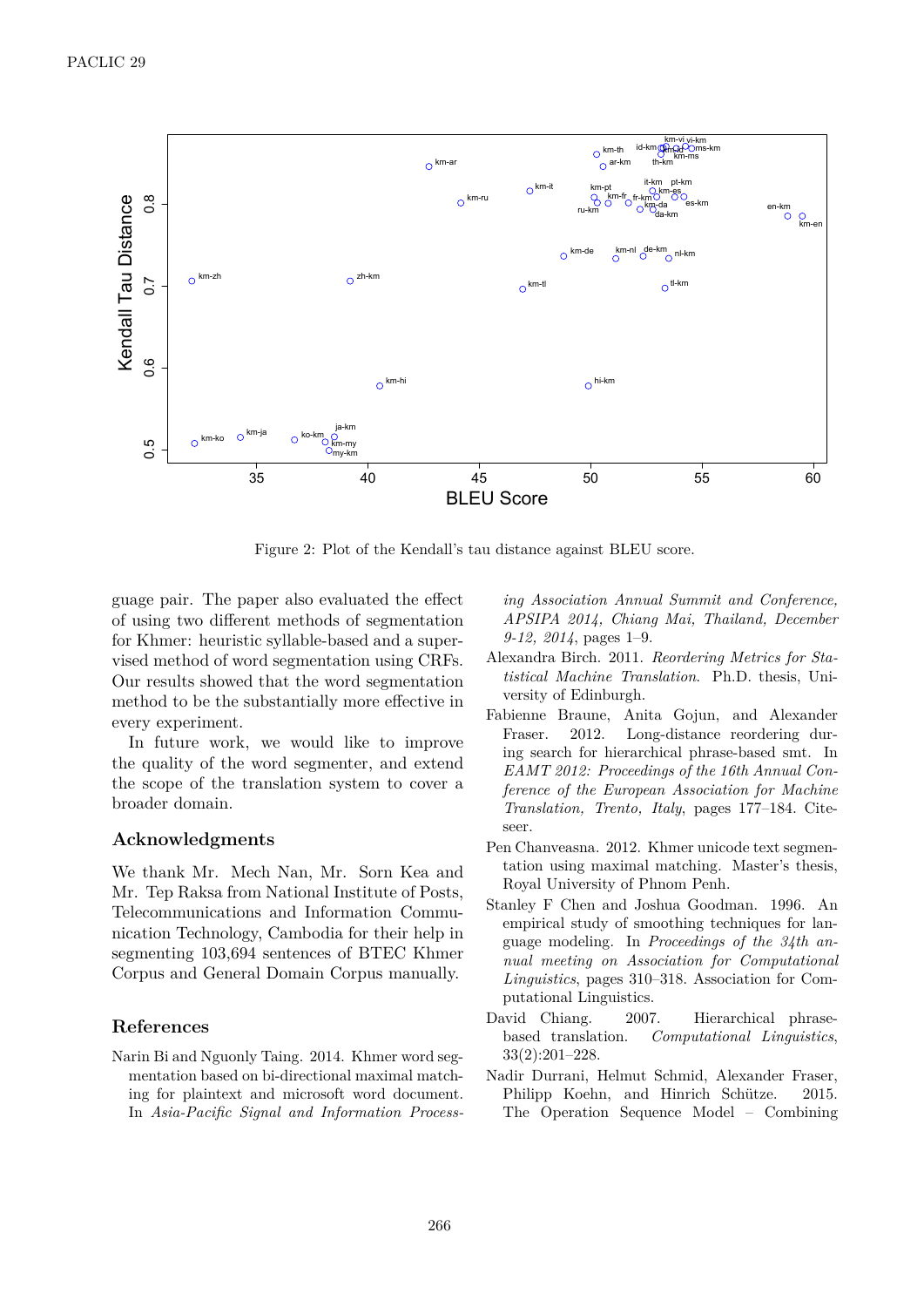Figure 2: Plot of the Kendall's tau distance against BLEU score.

guage pair. The paper also evaluated the effect of using two different methods of segmentation for Khmer: heuristic syllable-based and a supervised method of word segmentation using CRFs. Our results showed that the word segmentation method to be the substantially more effective in every experiment.

In future work, we would like to improve the quality of the word segmenter, and extend the scope of the translation system to cover a broader domain.

## Acknowledgments

We thank Mr. Mech Nan, Mr. Sorn Kea and Mr. Tep Raksa from National Institute of Posts, Telecommunications and Information Communication Technology, Cambodia for their help in segmenting 103,694 sentences of BTEC Khmer Corpus and General Domain Corpus manually.

## References

Narin Bi and Nguonly Taing. 2014. Khmer word segmentation based on bi-directional maximal matching for plaintext and microsoft word document. In *Asia-Pacific Signal and Information Processing Association Annual Summit and Conference, APSIPA 2014, Chiang Mai, Thailand, December 9-12, 2014*, pages 1–9.

Alexandra Birch. 2011. *Reordering Metrics for Statistical Machine Translation*. Ph.D. thesis, University of Edinburgh.

Fabienne Braune, Anita Gojun, and Alexander Fraser. 2012. Long-distance reordering during search for hierarchical phrase-based smt. In *EAMT 2012: Proceedings of the 16th Annual Conference of the European Association for Machine Translation, Trento, Italy*, pages 177–184. Citeseer.

Pen Chanveasna. 2012. Khmer unicode text segmentation using maximal matching. Master's thesis, Royal University of Phnom Penh.

Stanley F Chen and Joshua Goodman. 1996. An empirical study of smoothing techniques for language modeling. In *Proceedings of the 34th annual meeting on Association for Computational Linguistics*, pages 310–318. Association for Computational Linguistics.

David Chiang. 2007. Hierarchical phrase-based translation. *Computational Linguistics*, 33(2):201–228.

Nadir Durrani, Helmut Schmid, Alexander Fraser, Philipp Koehn, and Hinrich Schütze. 2015. The Operation Sequence Model – Combining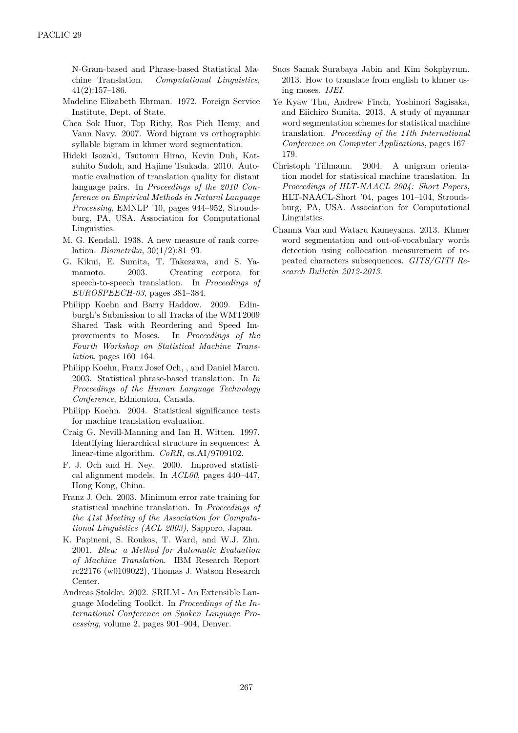N-Gram-based and Phrase-based Statistical Machine Translation. *Computational Linguistics*, 41(2):157–186.

Madeline Elizabeth Ehrman. 1972. Foreign Service Institute, Dept. of State.

Chea Sok Huor, Top Rithy, Ros Pich Hemy, and Vann Navy. 2007. Word bigram vs orthographic syllable bigram in khmer word segmentation.

Hideki Isozaki, Tsutomu Hirao, Kevin Duh, Katsuhito Sudoh, and Hajime Tsukada. 2010. Automatic evaluation of translation quality for distant language pairs. In *Proceedings of the 2010 Conference on Empirical Methods in Natural Language Processing*, EMNLP '10, pages 944–952, Stroudsburg, PA, USA. Association for Computational Linguistics.

M. G. Kendall. 1938. A new measure of rank correlation. *Biometrika*, 30(1/2):81–93.

G. Kikui, E. Sumita, T. Takezawa, and S. Yamamoto. 2003. Creating corpora for speech-to-speech translation. In *Proceedings of EUROSPEECH-03*, pages 381–384.

Philipp Koehn and Barry Haddow. 2009. Edinburgh's Submission to all Tracks of the WMT2009 Shared Task with Reordering and Speed Improvements to Moses. In *Proceedings of the Fourth Workshop on Statistical Machine Translation*, pages 160–164.

Philipp Koehn, Franz Josef Och, , and Daniel Marcu. 2003. Statistical phrase-based translation. In *In Proceedings of the Human Language Technology Conference*, Edmonton, Canada.

Philipp Koehn. 2004. Statistical significance tests for machine translation evaluation.

Craig G. Nevill-Manning and Ian H. Witten. 1997. Identifying hierarchical structure in sequences: A linear-time algorithm. *CoRR*, cs.AI/9709102.

F. J. Och and H. Ney. 2000. Improved statistical alignment models. In *ACL00*, pages 440–447, Hong Kong, China.

Franz J. Och. 2003. Minimum error rate training for statistical machine translation. In *Proceedings of the 41st Meeting of the Association for Computational Linguistics (ACL 2003)*, Sapporo, Japan.

K. Papineni, S. Roukos, T. Ward, and W.J. Zhu. 2001. *Bleu: a Method for Automatic Evaluation of Machine Translation*. IBM Research Report rc22176 (w0109022), Thomas J. Watson Research Center.

Andreas Stolcke. 2002. SRILM - An Extensible Language Modeling Toolkit. In *Proceedings of the International Conference on Spoken Language Processing*, volume 2, pages 901–904, Denver.

Suos Samak Surabaya Jabin and Kim Sokphyrum. 2013. How to translate from english to khmer using moses. *IJEI*.

Ye Kyaw Thu, Andrew Finch, Yoshinori Sagisaka, and Eiichiro Sumita. 2013. A study of myanmar word segmentation schemes for statistical machine translation. *Proceeding of the 11th International Conference on Computer Applications*, pages 167–179.

Christoph Tillmann. 2004. A unigram orientation model for statistical machine translation. In *Proceedings of HLT-NAACL 2004: Short Papers*, HLT-NAACL-Short '04, pages 101–104, Stroudsburg, PA, USA. Association for Computational Linguistics.

Channa Van and Wataru Kameyama. 2013. Khmer word segmentation and out-of-vocabulary words detection using collocation measurement of repeated characters subsequences. *GITS/GITI Research Bulletin 2012-2013*.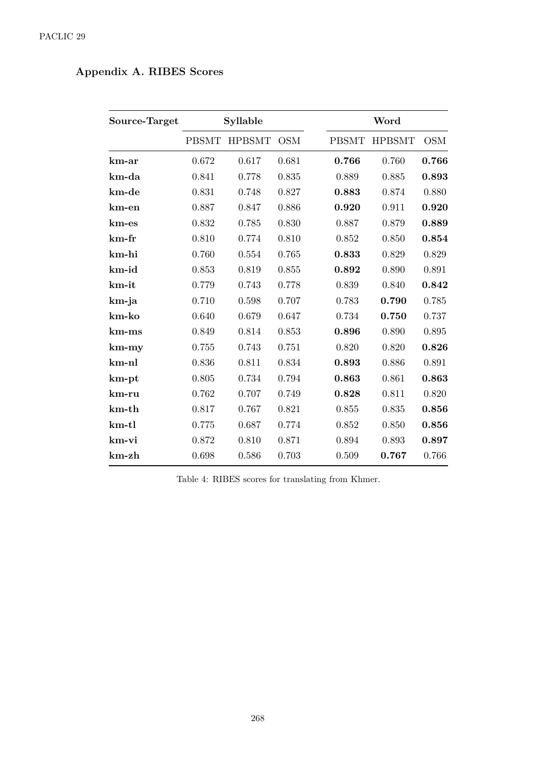## Appendix A. RIBES Scores

| Source-Target | Syllable | | | Word | | |
|---|---|---|---|---|---|---|
| | PBSMT | HPBSMT | OSM | PBSMT | HPBSMT | OSM |
| **km-ar** | 0.672 | 0.617 | 0.681 | **0.766** | 0.760 | **0.766** |
| **km-da** | 0.841 | 0.778 | 0.835 | 0.889 | 0.885 | **0.893** |
| **km-de** | 0.831 | 0.748 | 0.827 | **0.883** | 0.874 | 0.880 |
| **km-en** | 0.887 | 0.847 | 0.886 | **0.920** | 0.911 | **0.920** |
| **km-es** | 0.832 | 0.785 | 0.830 | 0.887 | 0.879 | **0.889** |
| **km-fr** | 0.810 | 0.774 | 0.810 | 0.852 | 0.850 | **0.854** |
| **km-hi** | 0.760 | 0.554 | 0.765 | **0.833** | 0.829 | 0.829 |
| **km-id** | 0.853 | 0.819 | 0.855 | **0.892** | 0.890 | 0.891 |
| **km-it** | 0.779 | 0.743 | 0.778 | 0.839 | 0.840 | **0.842** |
| **km-ja** | 0.710 | 0.598 | 0.707 | 0.783 | **0.790** | 0.785 |
| **km-ko** | 0.640 | 0.679 | 0.647 | 0.734 | **0.750** | 0.737 |
| **km-ms** | 0.849 | 0.814 | 0.853 | **0.896** | 0.890 | 0.895 |
| **km-my** | 0.755 | 0.743 | 0.751 | 0.820 | 0.820 | **0.826** |
| **km-nl** | 0.836 | 0.811 | 0.834 | **0.893** | 0.886 | 0.891 |
| **km-pt** | 0.805 | 0.734 | 0.794 | **0.863** | 0.861 | **0.863** |
| **km-ru** | 0.762 | 0.707 | 0.749 | **0.828** | 0.811 | 0.820 |
| **km-th** | 0.817 | 0.767 | 0.821 | 0.855 | 0.835 | **0.856** |
| **km-tl** | 0.775 | 0.687 | 0.774 | 0.852 | 0.850 | **0.856** |
| **km-vi** | 0.872 | 0.810 | 0.871 | 0.894 | 0.893 | **0.897** |
| **km-zh** | 0.698 | 0.586 | 0.703 | 0.509 | **0.767** | 0.766 |

Table 4: RIBES scores for translating from Khmer.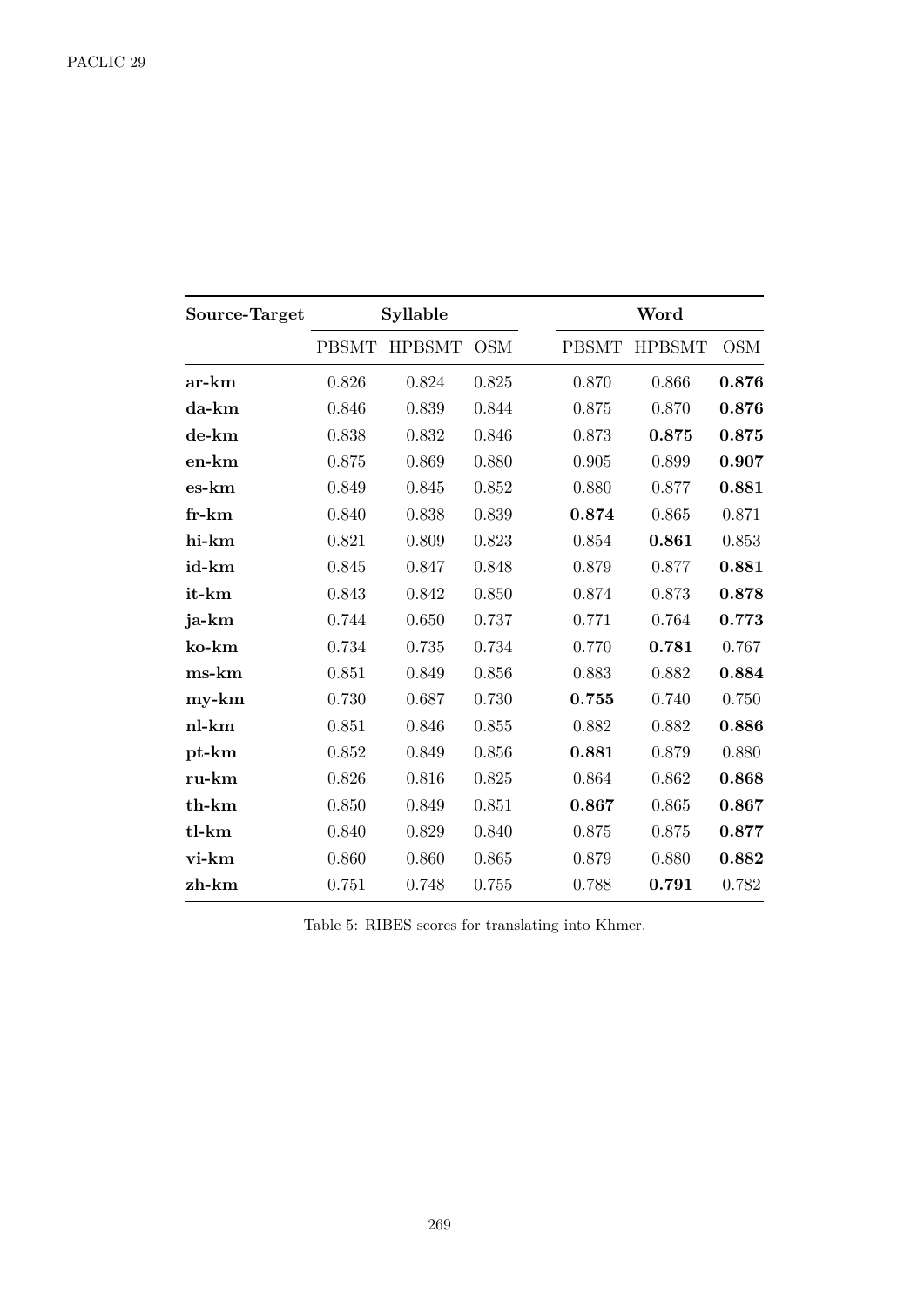| **Source-Target** | **Syllable** | | | **Word** | | |
|---|---|---|---|---|---|---|
| | PBSMT | HPBSMT | OSM | PBSMT | HPBSMT | OSM |
| **ar-km** | 0.826 | 0.824 | 0.825 | 0.870 | 0.866 | **0.876** |
| **da-km** | 0.846 | 0.839 | 0.844 | 0.875 | 0.870 | **0.876** |
| **de-km** | 0.838 | 0.832 | 0.846 | 0.873 | **0.875** | **0.875** |
| **en-km** | 0.875 | 0.869 | 0.880 | 0.905 | 0.899 | **0.907** |
| **es-km** | 0.849 | 0.845 | 0.852 | 0.880 | 0.877 | **0.881** |
| **fr-km** | 0.840 | 0.838 | 0.839 | **0.874** | 0.865 | 0.871 |
| **hi-km** | 0.821 | 0.809 | 0.823 | 0.854 | **0.861** | 0.853 |
| **id-km** | 0.845 | 0.847 | 0.848 | 0.879 | 0.877 | **0.881** |
| **it-km** | 0.843 | 0.842 | 0.850 | 0.874 | 0.873 | **0.878** |
| **ja-km** | 0.744 | 0.650 | 0.737 | 0.771 | 0.764 | **0.773** |
| **ko-km** | 0.734 | 0.735 | 0.734 | 0.770 | **0.781** | 0.767 |
| **ms-km** | 0.851 | 0.849 | 0.856 | 0.883 | 0.882 | **0.884** |
| **my-km** | 0.730 | 0.687 | 0.730 | **0.755** | 0.740 | 0.750 |
| **nl-km** | 0.851 | 0.846 | 0.855 | 0.882 | 0.882 | **0.886** |
| **pt-km** | 0.852 | 0.849 | 0.856 | **0.881** | 0.879 | 0.880 |
| **ru-km** | 0.826 | 0.816 | 0.825 | 0.864 | 0.862 | **0.868** |
| **th-km** | 0.850 | 0.849 | 0.851 | **0.867** | 0.865 | **0.867** |
| **tl-km** | 0.840 | 0.829 | 0.840 | 0.875 | 0.875 | **0.877** |
| **vi-km** | 0.860 | 0.860 | 0.865 | 0.879 | 0.880 | **0.882** |
| **zh-km** | 0.751 | 0.748 | 0.755 | 0.788 | **0.791** | 0.782 |

Table 5: RIBES scores for translating into Khmer.